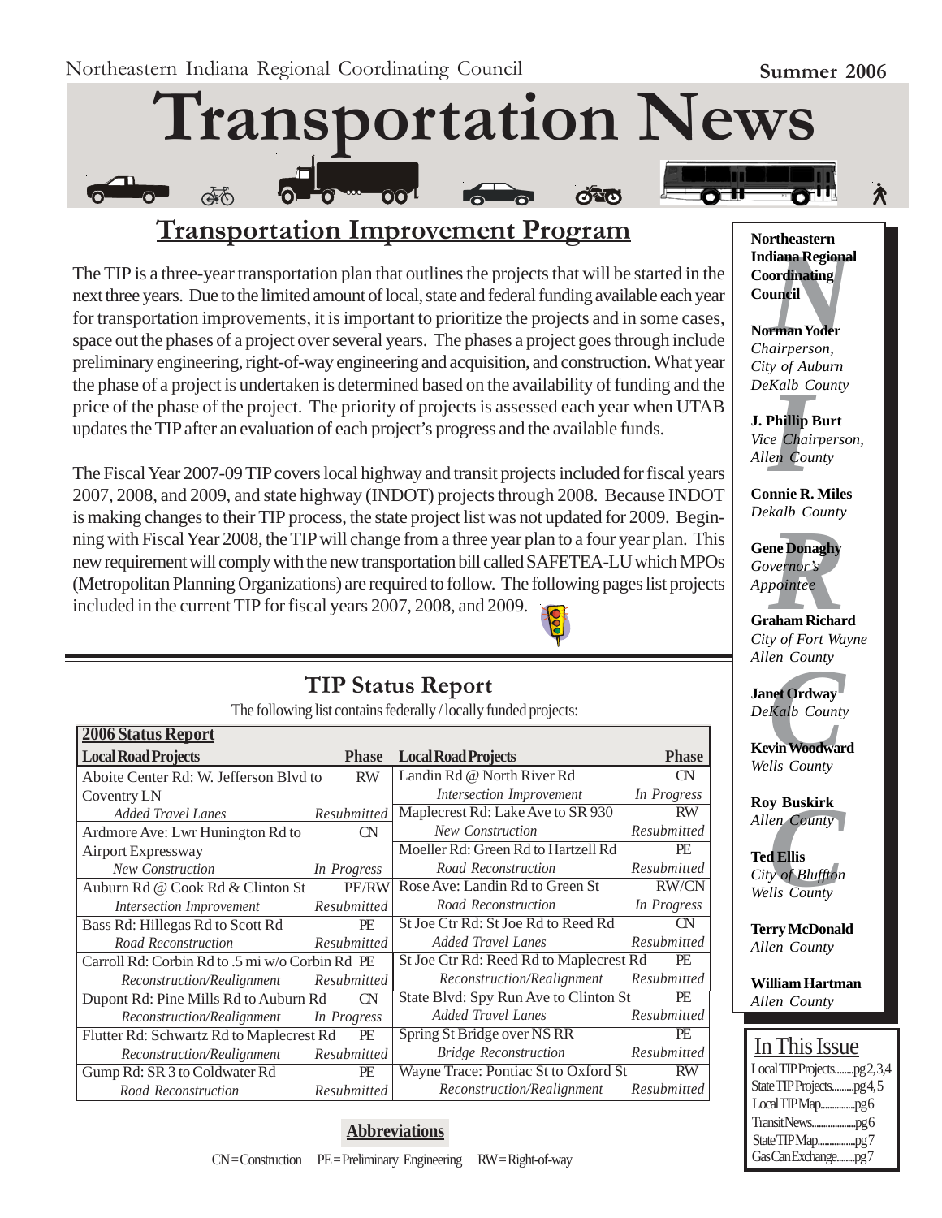Northeastern Indiana Regional Coordinating Council

**Summer 2006**

# Transportation News

## Transportation Improvement Program

The TIP is a three-year transportation plan that outlines the projects that will be started in the next three years. Due to the limited amount of local, state and federal funding available each year for transportation improvements, it is important to prioritize the projects and in some cases, space out the phases of a project over several years. The phases a project goes through include preliminary engineering, right-of-way engineering and acquisition, and construction. What year the phase of a project is undertaken is determined based on the availability of funding and the price of the phase of the project. The priority of projects is assessed each year when UTAB updates the TIP after an evaluation of each project's progress and the available funds.

The Fiscal Year 2007-09 TIP covers local highway and transit projects included for fiscal years 2007, 2008, and 2009, and state highway (INDOT) projects through 2008. Because INDOT is making changes to their TIP process, the state project list was not updated for 2009. Beginning with Fiscal Year 2008, the TIP will change from a three year plan to a four year plan. This new requirement will comply with the new transportation bill called SAFETEA-LU which MPOs (Metropolitan Planning Organizations) are required to follow. The following pages list projects included in the current TIP for fiscal years 2007, 2008, and 2009.

## TIP Status Report

The following list contains federally / locally funded projects:

**2006 Status Report**

| Local Road Projects | Phase | Local Road Projects | Phase |
|---|---|---|---|
| Aboite Center Rd: W. Jefferson Blvd to Coventry LN | RW | Landin Rd @ North River Rd | CN |
| *Added Travel Lanes* | *Resubmitted* | *Intersection Improvement* | *In Progress* |
| Ardmore Ave: Lwr Hunington Rd to Airport Expressway | CN | Maplecrest Rd: Lake Ave to SR 930 | RW |
| *New Construction* | *In Progress* | *New Construction* | *Resubmitted* |
| | | Moeller Rd: Green Rd to Hartzell Rd | PE |
| | | *Road Reconstruction* | *Resubmitted* |
| Auburn Rd @ Cook Rd & Clinton St | PE/RW | Rose Ave: Landin Rd to Green St | RW/CN |
| *Intersection Improvement* | *Resubmitted* | *Road Reconstruction* | *In Progress* |
| Bass Rd: Hillegas Rd to Scott Rd | PE | St Joe Ctr Rd: St Joe Rd to Reed Rd | CN |
| *Road Reconstruction* | *Resubmitted* | *Added Travel Lanes* | *Resubmitted* |
| Carroll Rd: Corbin Rd to .5 mi w/o Corbin Rd | PE | St Joe Ctr Rd: Reed Rd to Maplecrest Rd | PE |
| *Reconstruction/Realignment* | *Resubmitted* | *Reconstruction/Realignment* | *Resubmitted* |
| Dupont Rd: Pine Mills Rd to Auburn Rd | CN | State Blvd: Spy Run Ave to Clinton St | PE |
| *Reconstruction/Realignment* | *In Progress* | *Added Travel Lanes* | *Resubmitted* |
| Flutter Rd: Schwartz Rd to Maplecrest Rd | PE | Spring St Bridge over NS RR | PE |
| *Reconstruction/Realignment* | *Resubmitted* | *Bridge Reconstruction* | *Resubmitted* |
| Gump Rd: SR 3 to Coldwater Rd | PE | Wayne Trace: Pontiac St to Oxford St | RW |
| *Road Reconstruction* | *Resubmitted* | *Reconstruction/Realignment* | *Resubmitted* |

**Abbreviations**

CN = Construction PE = Preliminary Engineering RW = Right-of-way

**Northeastern Indiana Regional Coordinating Council**

**Norman Yoder**
*Chairperson, City of Auburn DeKalb County*

**J. Phillip Burt**
*Vice Chairperson, Allen County*

**Connie R. Miles**
*Dekalb County*

**Gene Donaghy**
*Governor's Appointee*

**Graham Richard**
*City of Fort Wayne Allen County*

**Janet Ordway**
*DeKalb County*

**Kevin Woodward**
*Wells County*

**Roy Buskirk**
*Allen County*

**Ted Ellis**
*City of Bluffton Wells County*

**Terry McDonald**
*Allen County*

**William Hartman**
*Allen County*

**In This Issue**

- Local TIP Projects........pg 2,3,4
- State TIP Projects.........pg 4,5
- Local TIP Map..............pg 6
- Transit News..................pg 6
- State TIP Map................pg 7
- Gas Can Exchange........pg 7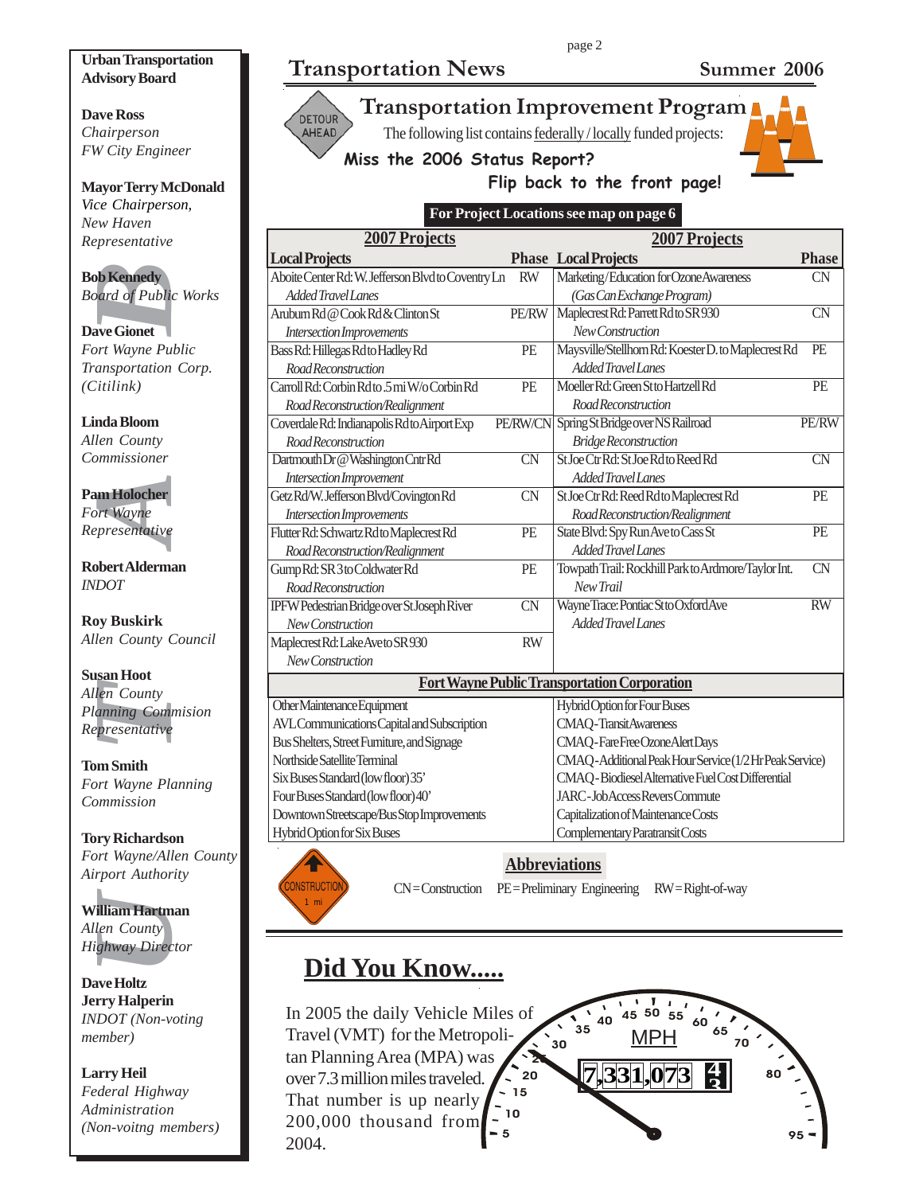**Urban Transportation Advisory Board**

**Dave Ross**
*Chairperson*
*FW City Engineer*

**Mayor Terry McDonald**
*Vice Chairperson, New Haven Representative*

**Bob Kennedy**
*Board of Public Works*

**Dave Gionet**
*Fort Wayne Public Transportation Corp. (Citilink)*

**Linda Bloom**
*Allen County Commissioner*

**Pam Holocher**
*Fort Wayne Representative*

**Robert Alderman**
*INDOT*

**Roy Buskirk**
*Allen County Council*

**Susan Hoot**
*Allen County Planning Commision Representative*

**Tom Smith**
*Fort Wayne Planning Commission*

**Tory Richardson**
*Fort Wayne/Allen County Airport Authority*

**William Hartman**
*Allen County Highway Director*

**Dave Holtz**
**Jerry Halperin**
*INDOT (Non-voting member)*

**Larry Heil**
*Federal Highway Administration (Non-voitng members)*

## Transportation News — Summer 2006

# Transportation Improvement Program

The following list contains federally / locally funded projects:

**Miss the 2006 Status Report? Flip back to the front page!**

**For Project Locations see map on page 6**

| 2007 Projects – Local Projects | Phase | 2007 Projects – Local Projects | Phase |
|---|---|---|---|
| Aboite Center Rd: W. Jefferson Blvd to Coventry Ln — *Added Travel Lanes* | RW | Marketing/Education for Ozone Awareness — *(Gas Can Exchange Program)* | CN |
| Arubum Rd @ Cook Rd & Clinton St — *Intersection Improvements* | PE/RW | Maplecrest Rd: Parrett Rd to SR 930 — *New Construction* | CN |
| Bass Rd: Hillegas Rd to Hadley Rd — *Road Reconstruction* | PE | Maysville/Stellhorn Rd: Koester D. to Maplecrest Rd — *Added Travel Lanes* | PE |
| Carroll Rd: Corbin Rd to .5 mi W/o Corbin Rd — *Road Reconstruction/Realignment* | PE | Moeller Rd: Green St to Hartzell Rd — *Road Reconstruction* | PE |
| Coverdale Rd: Indianapolis Rd to Airport Exp — *Road Reconstruction* | PE/RW/CN | Spring St Bridge over NS Railroad — *Bridge Reconstruction* | PE/RW |
| Dartmouth Dr @ Washington Cntr Rd — *Intersection Improvement* | CN | St Joe Ctr Rd: St Joe Rd to Reed Rd — *Added Travel Lanes* | CN |
| Getz Rd/W. Jefferson Blvd/Covington Rd — *Intersection Improvements* | CN | St Joe Ctr Rd: Reed Rd to Maplecrest Rd — *Road Reconstruction/Realignment* | PE |
| Flutter Rd: Schwartz Rd to Maplecrest Rd — *Road Reconstruction/Realignment* | PE | State Blvd: Spy Run Ave to Cass St — *Added Travel Lanes* | PE |
| Gump Rd: SR 3 to Coldwater Rd — *Road Reconstruction* | PE | Towpath Trail: Rockhill Park to Ardmore/Taylor Int. — *New Trail* | CN |
| IPFW Pedestrian Bridge over St Joseph River — *New Construction* | CN | Wayne Trace: Pontiac St to Oxford Ave — *Added Travel Lanes* | RW |
| Maplecrest Rd: Lake Ave to SR 930 — *New Construction* | RW | | |

**Fort Wayne Public Transportation Corporation**

| | |
|---|---|
| Other Maintenance Equipment | Hybrid Option for Four Buses |
| AVL Communications Capital and Subscription | CMAQ - Transit Awareness |
| Bus Shelters, Street Furniture, and Signage | CMAQ - Fare Free Ozone Alert Days |
| Northside Satellite Terminal | CMAQ - Additional Peak Hour Service (1/2 Hr Peak Service) |
| Six Buses Standard (low floor) 35' | CMAQ - Biodiesel Alternative Fuel Cost Differential |
| Four Buses Standard (low floor) 40' | JARC - Job Access Revers Commute |
| Downtown Streetscape/Bus Stop Improvements | Capitalization of Maintenance Costs |
| Hybrid Option for Six Buses | Complementary Paratransit Costs |

**Abbreviations**

CN = Construction  PE = Preliminary Engineering  RW = Right-of-way

# Did You Know.....

In 2005 the daily Vehicle Miles of Travel (VMT) for the Metropolitan Planning Area (MPA) was over 7.3 million miles traveled. That number is up nearly 200,000 thousand from 2004.

7,331,073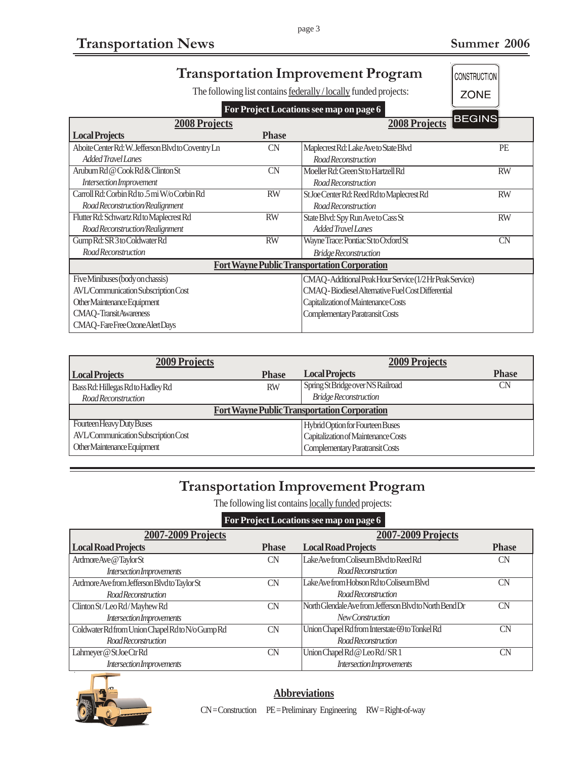## Transportation Improvement Program

The following list contains federally / locally funded projects:

**For Project Locations see map on page 6**

| 2008 Projects | | 2008 Projects | |
|---|---|---|---|
| **Local Projects** | **Phase** | | |
| Aboite Center Rd: W. Jefferson Blvd to Coventry Ln *Added Travel Lanes* | CN | Maplecrest Rd: Lake Ave to State Blvd *Road Reconstruction* | PE |
| Arubum Rd @ Cook Rd & Clinton St *Intersection Improvement* | CN | Moeller Rd: Green St to Hartzell Rd *Road Reconstruction* | RW |
| Carroll Rd: Corbin Rd to .5 mi W/o Corbin Rd *Road Reconstruction/Realignment* | RW | St Joe Center Rd: Reed Rd to Maplecrest Rd *Road Reconstruction* | RW |
| Flutter Rd: Schwartz Rd to Maplecrest Rd *Road Reconstruction/Realignment* | RW | State Blvd: Spy Run Ave to Cass St *Added Travel Lanes* | RW |
| Gump Rd: SR 3 to Coldwater Rd *Road Reconstruction* | RW | Wayne Trace: Pontiac St to Oxford St *Bridge Reconstruction* | CN |
| **Fort Wayne Public Transportation Corporation** | | | |
| Five Minibuses (body on chassis) | | CMAQ-Additional Peak Hour Service (1/2 Hr Peak Service) | |
| AVL/Communication Subscription Cost | | CMAQ-Biodiesel Alternative Fuel Cost Differential | |
| Other Maintenance Equipment | | Capitalization of Maintenance Costs | |
| CMAQ-Transit Awareness | | Complementary Paratransit Costs | |
| CMAQ-Fare Free Ozone Alert Days | | | |

| 2009 Projects | | 2009 Projects | |
|---|---|---|---|
| **Local Projects** | **Phase** | **Local Projects** | **Phase** |
| Bass Rd: Hillegas Rd to Hadley Rd *Road Reconstruction* | RW | Spring St Bridge over NS Railroad *Bridge Reconstruction* | CN |
| **Fort Wayne Public Transportation Corporation** | | | |
| Fourteen Heavy Duty Buses | | Hybrid Option for Fourteen Buses | |
| AVL/Communication Subscription Cost | | Capitalization of Maintenance Costs | |
| Other Maintenance Equipment | | Complementary Paratransit Costs | |

## Transportation Improvement Program

The following list contains locally funded projects:

**For Project Locations see map on page 6**

| 2007-2009 Projects | | 2007-2009 Projects | |
|---|---|---|---|
| **Local Road Projects** | **Phase** | **Local Road Projects** | **Phase** |
| Ardmore Ave @ Taylor St *Intersection Improvements* | CN | Lake Ave from Coliseum Blvd to Reed Rd *Road Reconstruction* | CN |
| Ardmore Ave from Jefferson Blvd to Taylor St *Road Reconstruction* | CN | Lake Ave from Hobson Rd to Coliseum Blvd *Road Reconstruction* | CN |
| Clinton St / Leo Rd / Mayhew Rd *Intersection Improvements* | CN | North Glendale Ave from Jefferson Blvd to North Bend Dr *New Construction* | CN |
| Coldwater Rd from Union Chapel Rd to N/o Gump Rd *Road Reconstruction* | CN | Union Chapel Rd from Interstate 69 to Tonkel Rd *Road Reconstruction* | CN |
| Lahmeyer @ St Joe Ctr Rd *Intersection Improvements* | CN | Union Chapel Rd @ Leo Rd / SR 1 *Intersection Improvements* | CN |

### Abbreviations

CN = Construction   PE = Preliminary Engineering   RW = Right-of-way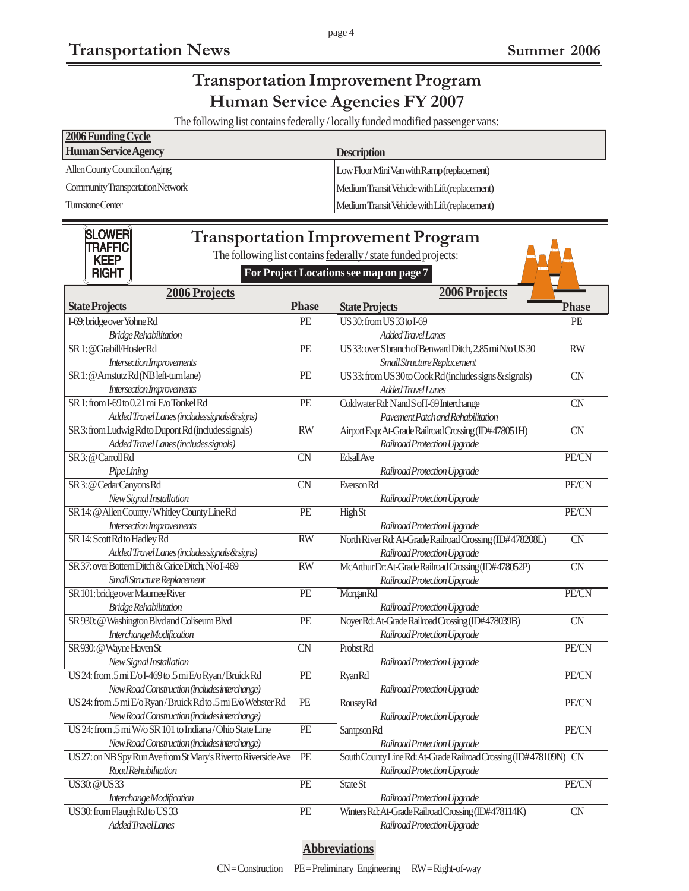# Transportation Improvement Program
## Human Service Agencies FY 2007

The following list contains federally / locally funded modified passenger vans:

| 2006 Funding Cycle<br>Human Service Agency | Description |
|---|---|
| Allen County Council on Aging | Low Floor Mini Van with Ramp (replacement) |
| Community Transportation Network | Medium Transit Vehicle with Lift (replacement) |
| Turnstone Center | Medium Transit Vehicle with Lift (replacement) |

SLOWER TRAFFIC KEEP RIGHT

# Transportation Improvement Program

The following list contains federally / state funded projects:

**For Project Locations see map on page 7**

### 2006 Projects

| State Projects | Phase |
|---|---|
| I-69: bridge over Yohne Rd<br>*Bridge Rehabilitation* | PE |
| SR 1: @ Grabill/Hosler Rd<br>*Intersection Improvements* | PE |
| SR 1: @ Amstutz Rd (NB left-turn lane)<br>*Intersection Improvements* | PE |
| SR 1: from I-69 to 0.21 mi E/o Tonkel Rd<br>*Added Travel Lanes (includes signals & signs)* | PE |
| SR 3: from Ludwig Rd to Dupont Rd (includes signals)<br>*Added Travel Lanes (includes signals)* | RW |
| SR 3: @ Carroll Rd<br>*Pipe Lining* | CN |
| SR 3: @ Cedar Canyons Rd<br>*New Signal Installation* | CN |
| SR 14: @ Allen County / Whitley County Line Rd<br>*Intersection Improvements* | PE |
| SR 14: Scott Rd to Hadley Rd<br>*Added Travel Lanes (includes signals & signs)* | RW |
| SR 37: over Bottern Ditch & Grice Ditch, N/o I-469<br>*Small Structure Replacement* | RW |
| SR 101: bridge over Maumee River<br>*Bridge Rehabilitation* | PE |
| SR 930: @ Washington Blvd and Coliseum Blvd<br>*Interchange Modification* | PE |
| SR 930: @ Wayne Haven St<br>*New Signal Installation* | CN |
| US 24: from .5 mi E/o I-469 to .5 mi E/o Ryan / Bruick Rd<br>*New Road Construction (includes interchange)* | PE |
| US 24: from .5 mi E/o Ryan / Bruick Rd to .5 mi E/o Webster Rd<br>*New Road Construction (includes interchange)* | PE |
| US 24: from .5 mi W/o SR 101 to Indiana / Ohio State Line<br>*New Road Construction (includes interchange)* | PE |
| US 27: on NB Spy Run Ave from St Mary's River to Riverside Ave<br>*Road Rehabilitation* | PE |
| US 30: @ US 33<br>*Interchange Modification* | PE |
| US 30: from Flaugh Rd to US 33<br>*Added Travel Lanes* | PE |
| US 30: from US 33 to I-69<br>*Added Travel Lanes* | PE |
| US 33: over S branch of Benward Ditch, 2.85 mi N/o US 30<br>*Small Structure Replacement* | RW |
| US 33: from US 30 to Cook Rd (includes signs & signals)<br>*Added Travel Lanes* | CN |
| Coldwater Rd: N and S of I-69 Interchange<br>*Pavement Patch and Rehabilitation* | CN |
| Airport Exp: At-Grade Railroad Crossing (ID# 478051H)<br>*Railroad Protection Upgrade* | CN |
| Edsall Ave<br>*Railroad Protection Upgrade* | PE/CN |
| Everson Rd<br>*Railroad Protection Upgrade* | PE/CN |
| High St<br>*Railroad Protection Upgrade* | PE/CN |
| North River Rd: At-Grade Railroad Crossing (ID# 478208L)<br>*Railroad Protection Upgrade* | CN |
| McArthur Dr: At-Grade Railroad Crossing (ID# 478052P)<br>*Railroad Protection Upgrade* | CN |
| Morgan Rd<br>*Railroad Protection Upgrade* | PE/CN |
| Noyer Rd: At-Grade Railroad Crossing (ID# 478039B)<br>*Railroad Protection Upgrade* | CN |
| Probst Rd<br>*Railroad Protection Upgrade* | PE/CN |
| Ryan Rd<br>*Railroad Protection Upgrade* | PE/CN |
| Rousey Rd<br>*Railroad Protection Upgrade* | PE/CN |
| Sampson Rd<br>*Railroad Protection Upgrade* | PE/CN |
| South County Line Rd: At-Grade Railroad Crossing (ID# 478109N)<br>*Railroad Protection Upgrade* | CN |
| State St<br>*Railroad Protection Upgrade* | PE/CN |
| Winters Rd: At-Grade Railroad Crossing (ID# 478114K)<br>*Railroad Protection Upgrade* | CN |

**Abbreviations**

CN = Construction  PE = Preliminary Engineering  RW = Right-of-way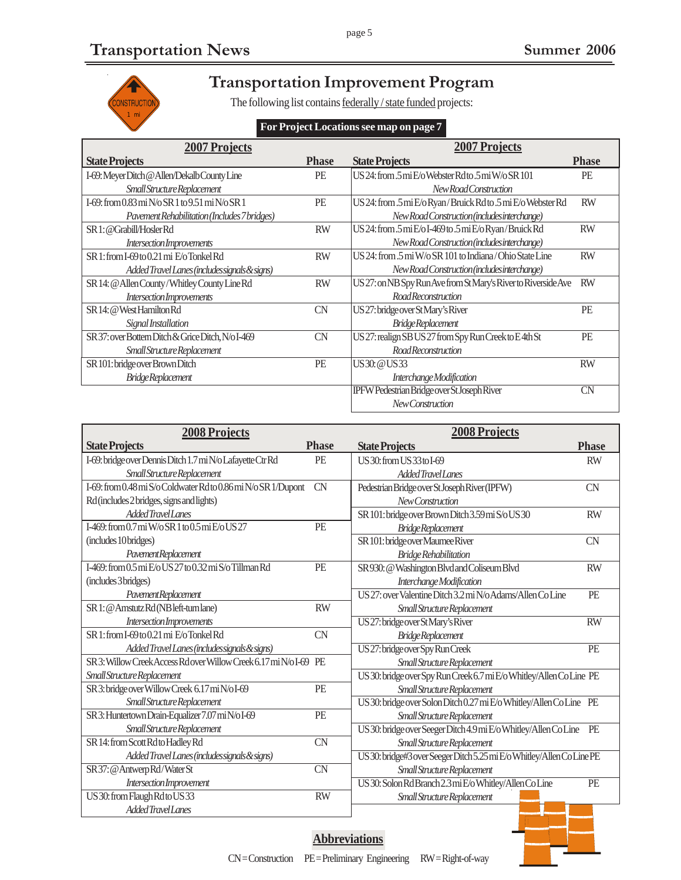# Transportation Improvement Program

The following list contains federally / state funded projects:

**For Project Locations see map on page 7**

## 2007 Projects

| State Projects | Phase |
|---|---|
| I-69: Meyer Ditch @ Allen/Dekalb County Line<br>*Small Structure Replacement* | PE |
| I-69: from 0.83 mi N/o SR 1 to 9.51 mi N/o SR 1<br>*Pavement Rehabilitation (Includes 7 bridges)* | PE |
| SR 1: @ Grabill/Hosler Rd<br>*Intersection Improvements* | RW |
| SR 1: from I-69 to 0.21 mi E/o Tonkel Rd<br>*Added Travel Lanes (includes signals & signs)* | RW |
| SR 14: @ Allen County/Whitley County Line Rd<br>*Intersection Improvements* | RW |
| SR 14: @ West Hamilton Rd<br>*Signal Installation* | CN |
| SR 37: over Bottem Ditch & Grice Ditch, N/o I-469<br>*Small Structure Replacement* | CN |
| SR 101: bridge over Brown Ditch<br>*Bridge Replacement* | PE |
| US 24: from .5 mi E/o Webster Rd to .5 mi W/o SR 101<br>*New Road Construction* | PE |
| US 24: from .5 mi E/o Ryan/Bruick Rd to .5 mi E/o Webster Rd<br>*New Road Construction (includes interchange)* | RW |
| US 24: from .5 mi E/o I-469 to .5 mi E/o Ryan/Bruick Rd<br>*New Road Construction (includes interchange)* | RW |
| US 24: from .5 mi W/o SR 101 to Indiana/Ohio State Line<br>*New Road Construction (includes interchange)* | RW |
| US 27: on NB Spy Run Ave from St Mary's River to Riverside Ave<br>*Road Reconstruction* | RW |
| US 27: bridge over St Mary's River<br>*Bridge Replacement* | PE |
| US 27: realign SB US 27 from Spy Run Creek to E 4th St<br>*Road Reconstruction* | PE |
| US 30: @ US 33<br>*Interchange Modification* | RW |
| IPFW Pedestrian Bridge over St Joseph River<br>*New Construction* | CN |

## 2008 Projects

| State Projects | Phase |
|---|---|
| I-69: bridge over Dennis Ditch 1.7 mi N/o Lafayette Ctr Rd<br>*Small Structure Replacement* | PE |
| I-69: from 0.48 mi S/o Coldwater Rd to 0.86 mi N/o SR 1/Dupont Rd (includes 2 bridges, signs and lights)<br>*Added Travel Lanes* | CN |
| I-469: from 0.7 mi W/o SR 1 to 0.5 mi E/o US 27 (includes 10 bridges)<br>*Pavement Replacement* | PE |
| I-469: from 0.5 mi E/o US 27 to 0.32 mi S/o Tillman Rd (includes 3 bridges)<br>*Pavement Replacement* | PE |
| SR 1: @ Amstutz Rd (NB left-turn lane)<br>*Intersection Improvements* | RW |
| SR 1: from I-69 to 0.21 mi E/o Tonkel Rd<br>*Added Travel Lanes (includes signals & signs)* | CN |
| SR 3: Willow Creek Access Rd over Willow Creek 6.17 mi N/o I-69<br>*Small Structure Replacement* | PE |
| SR 3: bridge over Willow Creek 6.17 mi N/o I-69<br>*Small Structure Replacement* | PE |
| SR 3: Huntertown Drain-Equalizer 7.07 mi N/o I-69<br>*Small Structure Replacement* | PE |
| SR 14: from Scott Rd to Hadley Rd<br>*Added Travel Lanes (includes signals & signs)* | CN |
| SR 37: @ Antwerp Rd/Water St<br>*Intersection Improvement* | CN |
| US 30: from Flaugh Rd to US 33<br>*Added Travel Lanes* | RW |
| US 30: from US 33 to I-69<br>*Added Travel Lanes* | RW |
| Pedestrian Bridge over St Joseph River (IPFW)<br>*New Construction* | CN |
| SR 101: bridge over Brown Ditch 3.59 mi S/o US 30<br>*Bridge Replacement* | RW |
| SR 101: bridge over Maumee River<br>*Bridge Rehabilitation* | CN |
| SR 930: @ Washington Blvd and Coliseum Blvd<br>*Interchange Modification* | RW |
| US 27: over Valentine Ditch 3.2 mi N/o Adams/Allen Co Line<br>*Small Structure Replacement* | PE |
| US 27: bridge over St Mary's River<br>*Bridge Replacement* | RW |
| US 27: bridge over Spy Run Creek<br>*Small Structure Replacement* | PE |
| US 30: bridge over Spy Run Creek 6.7 mi E/o Whitley/Allen Co Line<br>*Small Structure Replacement* | PE |
| US 30: bridge over Solon Ditch 0.27 mi E/o Whitley/Allen Co Line<br>*Small Structure Replacement* | PE |
| US 30: bridge over Seeger Ditch 4.9 mi E/o Whitley/Allen Co Line<br>*Small Structure Replacement* | PE |
| US 30: bridge #3 over Seeger Ditch 5.25 mi E/o Whitley/Allen Co Line<br>*Small Structure Replacement* | PE |
| US 30: Solon Rd Branch 2.3 mi E/o Whitley/Allen Co Line<br>*Small Structure Replacement* | PE |

### Abbreviations

CN = Construction  PE = Preliminary Engineering  RW = Right-of-way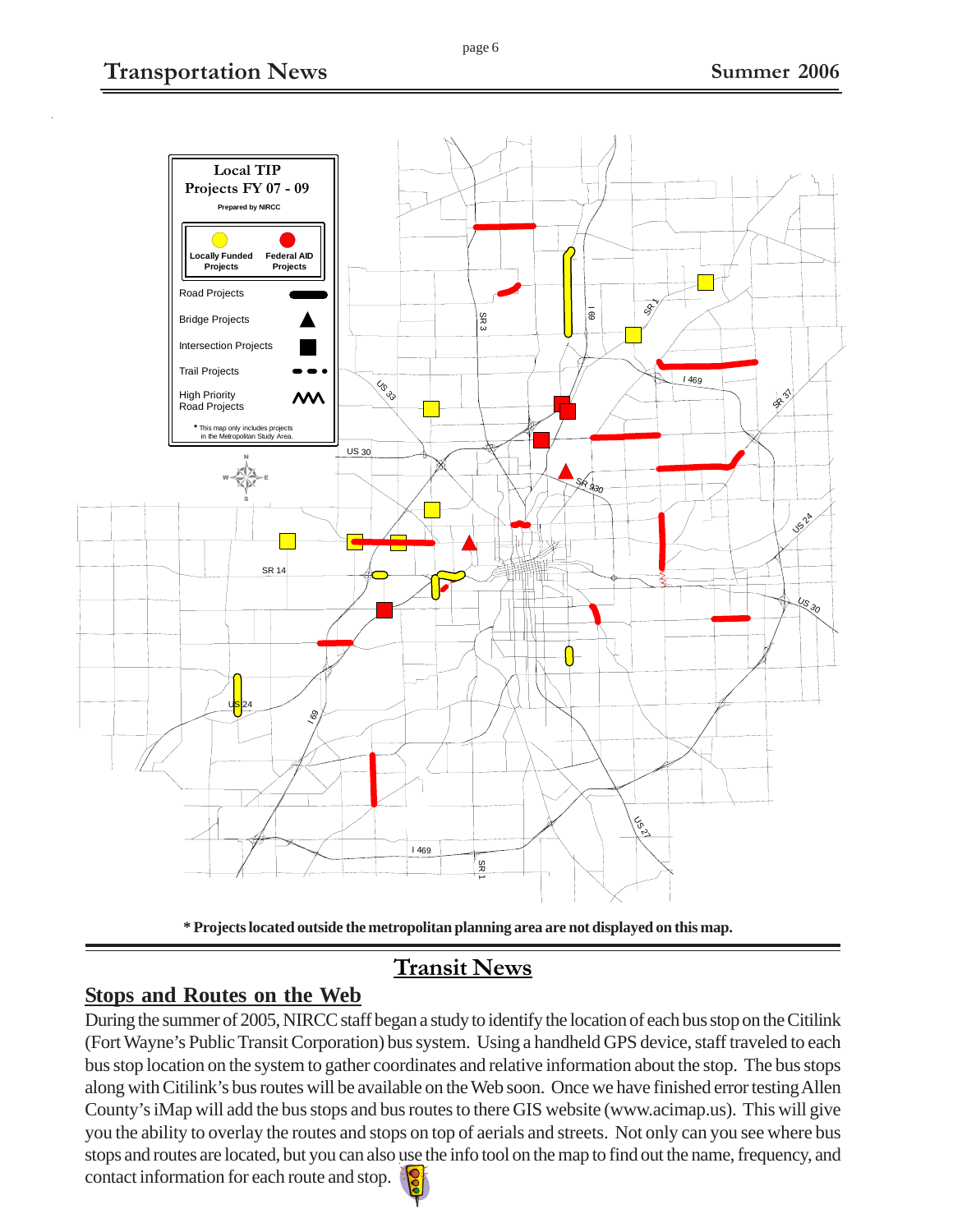Local TIP
Projects FY 07 - 09
Prepared by NIRCC

Locally Funded Projects | Federal AID Projects

Road Projects
Bridge Projects
Intersection Projects
Trail Projects
High Priority Road Projects

* This map only includes projects in the Metropolitan Study Area.

**\* Projects located outside the metropolitan planning area are not displayed on this map.**

# Transit News

## Stops and Routes on the Web

During the summer of 2005, NIRCC staff began a study to identify the location of each bus stop on the Citilink (Fort Wayne's Public Transit Corporation) bus system. Using a handheld GPS device, staff traveled to each bus stop location on the system to gather coordinates and relative information about the stop. The bus stops along with Citilink's bus routes will be available on the Web soon. Once we have finished error testing Allen County's iMap will add the bus stops and bus routes to there GIS website (www.acimap.us). This will give you the ability to overlay the routes and stops on top of aerials and streets. Not only can you see where bus stops and routes are located, but you can also use the info tool on the map to find out the name, frequency, and contact information for each route and stop.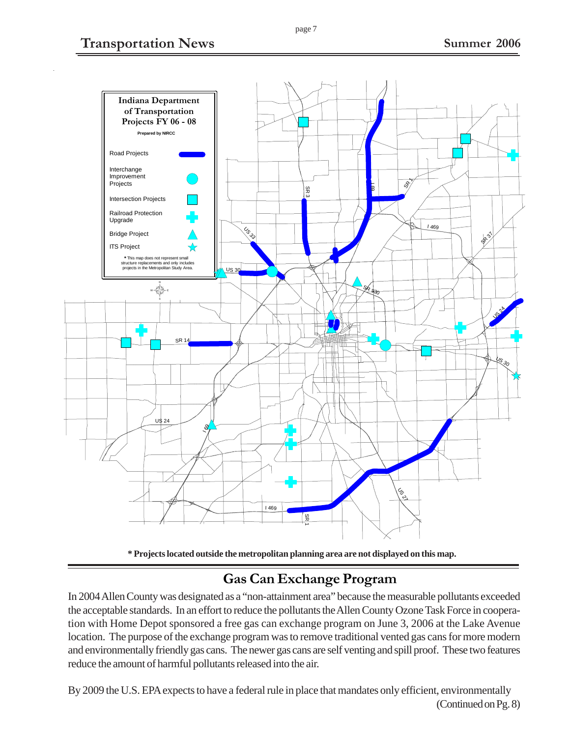Indiana Department of Transportation Projects FY 06 - 08

Prepared by NIRCC

- Road Projects
- Interchange Improvement Projects
- Intersection Projects
- Railroad Protection Upgrade
- Bridge Project
- ITS Project

* This map does not represent small structure replacements and only includes projects in the Metropolitan Study Area.

**\* Projects located outside the metropolitan planning area are not displayed on this map.**

## Gas Can Exchange Program

In 2004 Allen County was designated as a "non-attainment area" because the measurable pollutants exceeded the acceptable standards. In an effort to reduce the pollutants the Allen County Ozone Task Force in cooperation with Home Depot sponsored a free gas can exchange program on June 3, 2006 at the Lake Avenue location. The purpose of the exchange program was to remove traditional vented gas cans for more modern and environmentally friendly gas cans. The newer gas cans are self venting and spill proof. These two features reduce the amount of harmful pollutants released into the air.

By 2009 the U.S. EPA expects to have a federal rule in place that mandates only efficient, environmentally

(Continued on Pg. 8)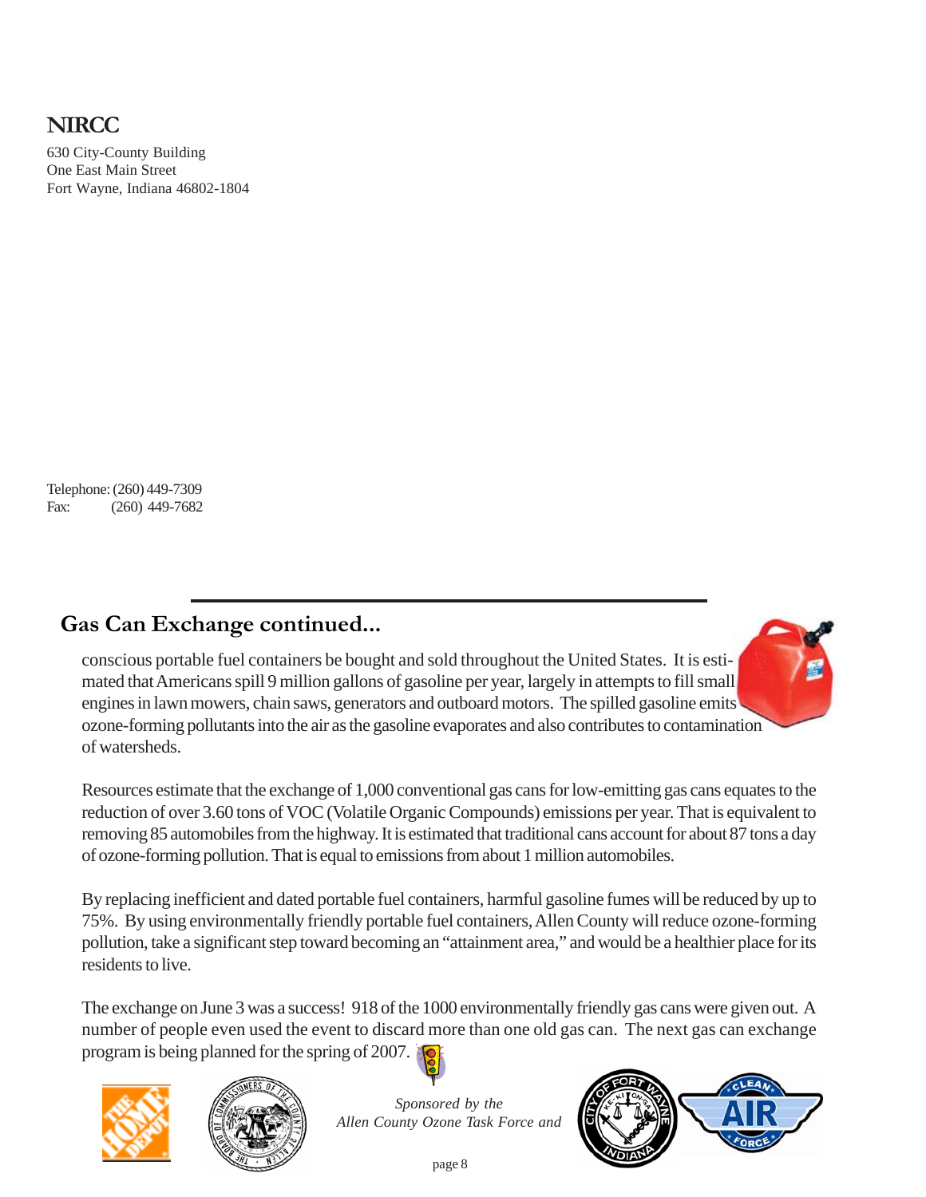**NIRCC**

630 City-County Building
One East Main Street
Fort Wayne, Indiana 46802-1804

Telephone: (260) 449-7309
Fax: (260) 449-7682

## Gas Can Exchange continued...

conscious portable fuel containers be bought and sold throughout the United States. It is estimated that Americans spill 9 million gallons of gasoline per year, largely in attempts to fill small engines in lawn mowers, chain saws, generators and outboard motors. The spilled gasoline emits ozone-forming pollutants into the air as the gasoline evaporates and also contributes to contamination of watersheds.

Resources estimate that the exchange of 1,000 conventional gas cans for low-emitting gas cans equates to the reduction of over 3.60 tons of VOC (Volatile Organic Compounds) emissions per year. That is equivalent to removing 85 automobiles from the highway. It is estimated that traditional cans account for about 87 tons a day of ozone-forming pollution. That is equal to emissions from about 1 million automobiles.

By replacing inefficient and dated portable fuel containers, harmful gasoline fumes will be reduced by up to 75%. By using environmentally friendly portable fuel containers, Allen County will reduce ozone-forming pollution, take a significant step toward becoming an "attainment area," and would be a healthier place for its residents to live.

The exchange on June 3 was a success! 918 of the 1000 environmentally friendly gas cans were given out. A number of people even used the event to discard more than one old gas can. The next gas can exchange program is being planned for the spring of 2007.

*Sponsored by the Allen County Ozone Task Force and*